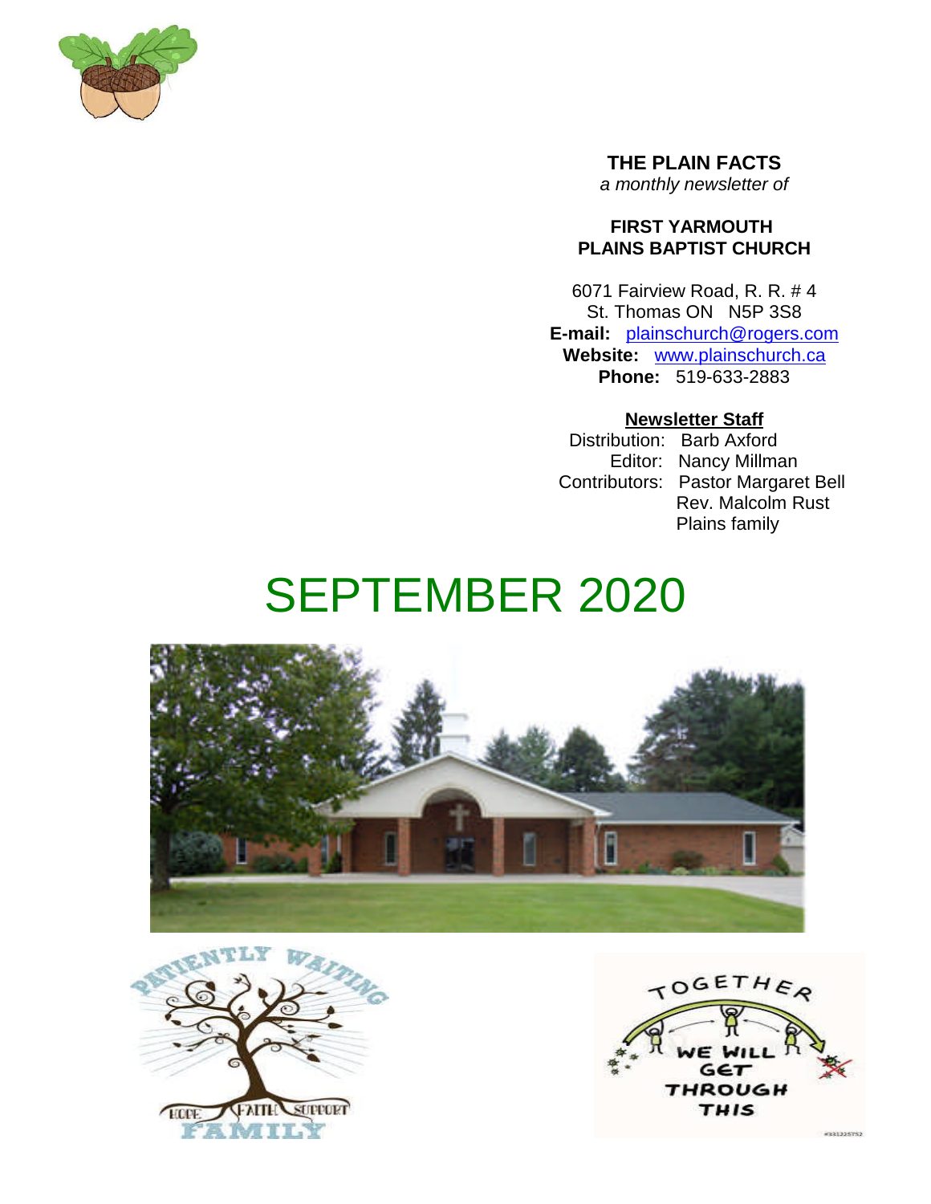**THE PLAIN FACTS**
*a monthly newsletter of*

**FIRST YARMOUTH**
**PLAINS BAPTIST CHURCH**

6071 Fairview Road, R. R. # 4
St. Thomas ON N5P 3S8
**E-mail:** plainschurch@rogers.com
**Website:** www.plainschurch.ca
**Phone:** 519-633-2883

**Newsletter Staff**

Distribution: Barb Axford
Editor: Nancy Millman
Contributors: Pastor Margaret Bell
Rev. Malcolm Rust
Plains family

# SEPTEMBER 2020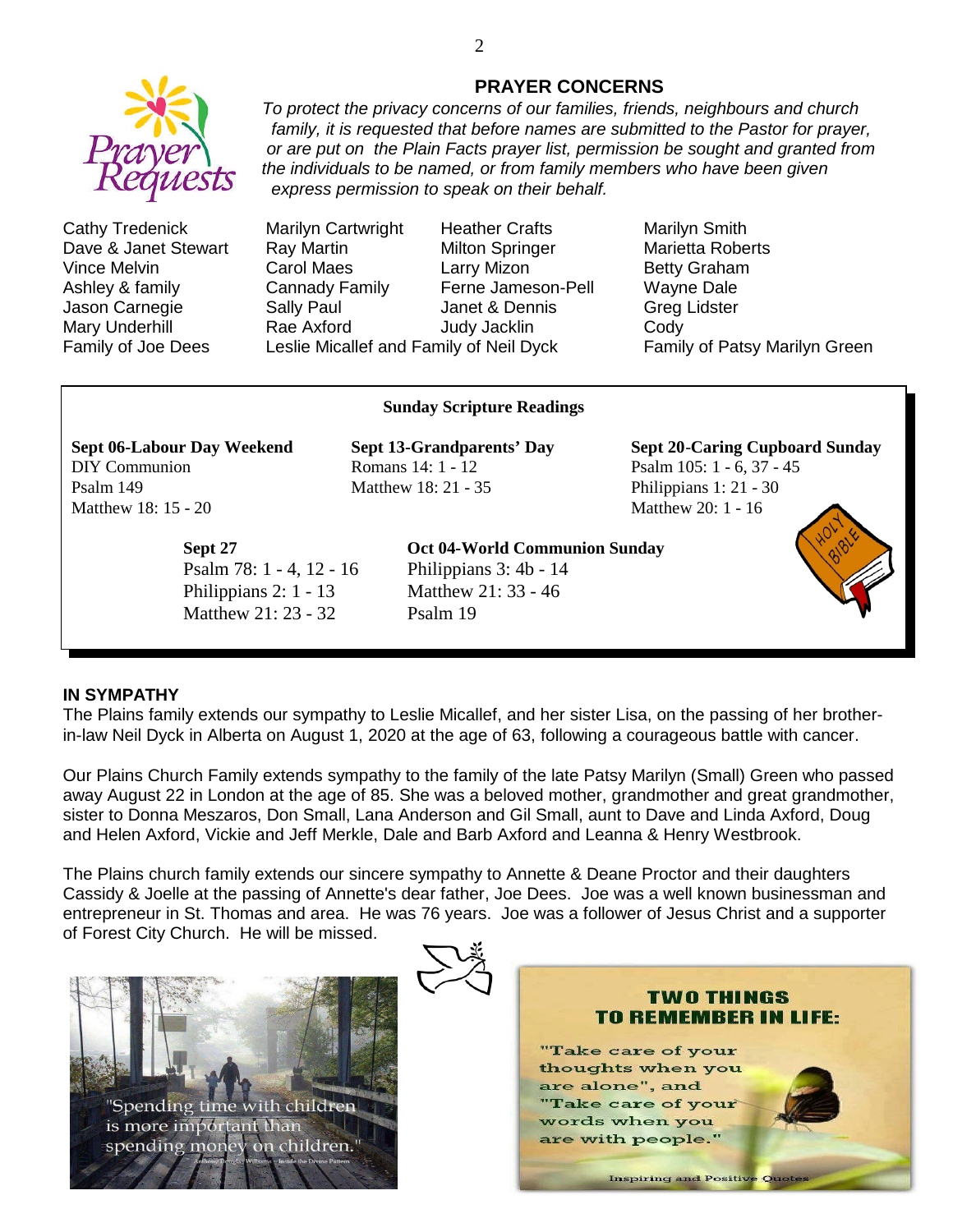## PRAYER CONCERNS

*To protect the privacy concerns of our families, friends, neighbours and church family, it is requested that before names are submitted to the Pastor for prayer, or are put on the Plain Facts prayer list, permission be sought and granted from the individuals to be named, or from family members who have been given express permission to speak on their behalf.*

- Cathy Tredenick
- Dave & Janet Stewart
- Vince Melvin
- Ashley & family
- Jason Carnegie
- Mary Underhill
- Family of Joe Dees
- Marilyn Cartwright
- Ray Martin
- Carol Maes
- Cannady Family
- Sally Paul
- Rae Axford
- Leslie Micallef and Family of Neil Dyck
- Heather Crafts
- Milton Springer
- Larry Mizon
- Ferne Jameson-Pell
- Janet & Dennis
- Judy Jacklin
- Marilyn Smith
- Marietta Roberts
- Betty Graham
- Wayne Dale
- Greg Lidster
- Cody
- Family of Patsy Marilyn Green

### Sunday Scripture Readings

**Sept 06-Labour Day Weekend**
DIY Communion
Psalm 149
Matthew 18: 15 - 20

**Sept 13-Grandparents' Day**
Romans 14: 1 - 12
Matthew 18: 21 - 35

**Sept 20-Caring Cupboard Sunday**
Psalm 105: 1 - 6, 37 - 45
Philippians 1: 21 - 30
Matthew 20: 1 - 16

**Sept 27**
Psalm 78: 1 - 4, 12 - 16
Philippians 2: 1 - 13
Matthew 21: 23 - 32

**Oct 04-World Communion Sunday**
Philippians 3: 4b - 14
Matthew 21: 33 - 46
Psalm 19

### IN SYMPATHY

The Plains family extends our sympathy to Leslie Micallef, and her sister Lisa, on the passing of her brother-in-law Neil Dyck in Alberta on August 1, 2020 at the age of 63, following a courageous battle with cancer.

Our Plains Church Family extends sympathy to the family of the late Patsy Marilyn (Small) Green who passed away August 22 in London at the age of 85. She was a beloved mother, grandmother and great grandmother, sister to Donna Meszaros, Don Small, Lana Anderson and Gil Small, aunt to Dave and Linda Axford, Doug and Helen Axford, Vickie and Jeff Merkle, Dale and Barb Axford and Leanna & Henry Westbrook.

The Plains church family extends our sincere sympathy to Annette & Deane Proctor and their daughters Cassidy & Joelle at the passing of Annette's dear father, Joe Dees. Joe was a well known businessman and entrepreneur in St. Thomas and area. He was 76 years. Joe was a follower of Jesus Christ and a supporter of Forest City Church. He will be missed.

"Spending time with children is more important than spending money on children."

**TWO THINGS TO REMEMBER IN LIFE:**
"Take care of your thoughts when you are alone", and "Take care of your words when you are with people."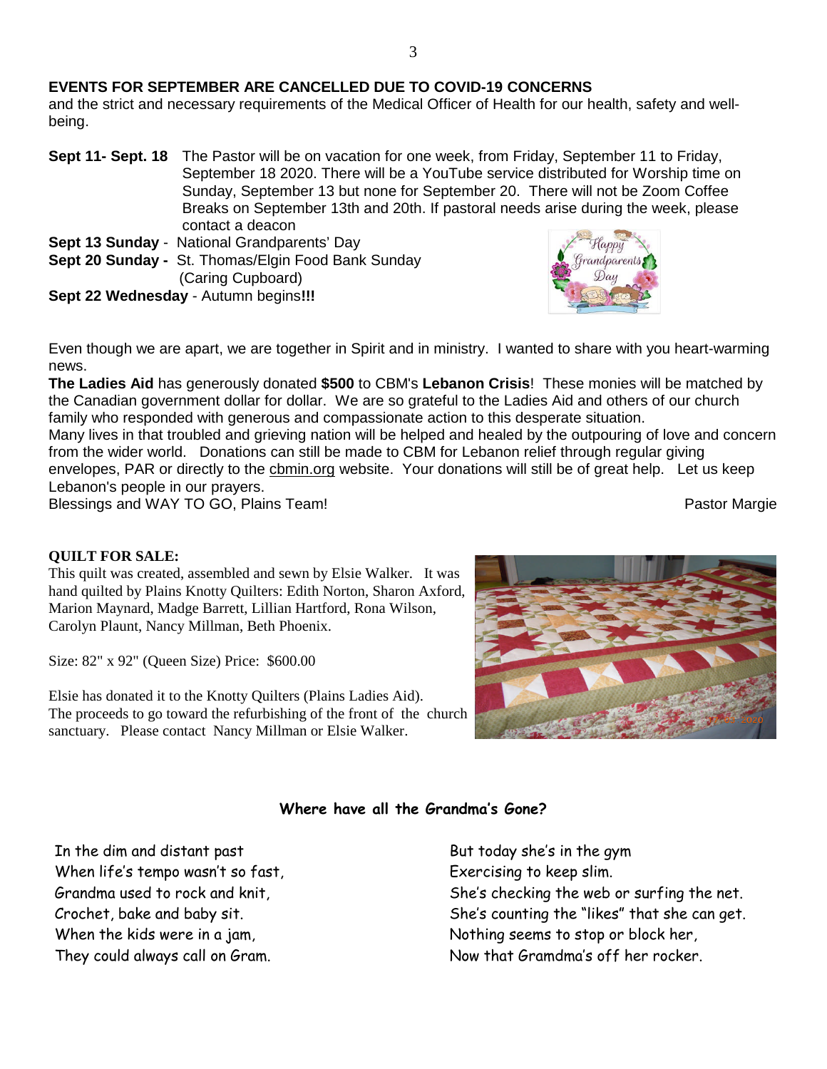**EVENTS FOR SEPTEMBER ARE CANCELLED DUE TO COVID-19 CONCERNS**
and the strict and necessary requirements of the Medical Officer of Health for our health, safety and well-being.

**Sept 11- Sept. 18** The Pastor will be on vacation for one week, from Friday, September 11 to Friday, September 18 2020. There will be a YouTube service distributed for Worship time on Sunday, September 13 but none for September 20. There will not be Zoom Coffee Breaks on September 13th and 20th. If pastoral needs arise during the week, please contact a deacon

**Sept 13 Sunday** - National Grandparents' Day

**Sept 20 Sunday -** St. Thomas/Elgin Food Bank Sunday (Caring Cupboard)

**Sept 22 Wednesday** - Autumn begins**!!!**

Even though we are apart, we are together in Spirit and in ministry. I wanted to share with you heart-warming news.

**The Ladies Aid** has generously donated **$500** to CBM's **Lebanon Crisis**! These monies will be matched by the Canadian government dollar for dollar. We are so grateful to the Ladies Aid and others of our church family who responded with generous and compassionate action to this desperate situation.

Many lives in that troubled and grieving nation will be helped and healed by the outpouring of love and concern from the wider world. Donations can still be made to CBM for Lebanon relief through regular giving envelopes, PAR or directly to the cbmin.org website. Your donations will still be of great help. Let us keep Lebanon's people in our prayers.

Blessings and WAY TO GO, Plains Team!

Pastor Margie

**QUILT FOR SALE:**

This quilt was created, assembled and sewn by Elsie Walker. It was hand quilted by Plains Knotty Quilters: Edith Norton, Sharon Axford, Marion Maynard, Madge Barrett, Lillian Hartford, Rona Wilson, Carolyn Plaunt, Nancy Millman, Beth Phoenix.

Size: 82" x 92" (Queen Size) Price: $600.00

Elsie has donated it to the Knotty Quilters (Plains Ladies Aid). The proceeds to go toward the refurbishing of the front of the church sanctuary. Please contact Nancy Millman or Elsie Walker.

**Where have all the Grandma's Gone?**

In the dim and distant past
When life's tempo wasn't so fast,
Grandma used to rock and knit,
Crochet, bake and baby sit.
When the kids were in a jam,
They could always call on Gram.

But today she's in the gym
Exercising to keep slim.
She's checking the web or surfing the net.
She's counting the "likes" that she can get.
Nothing seems to stop or block her,
Now that Gramdma's off her rocker.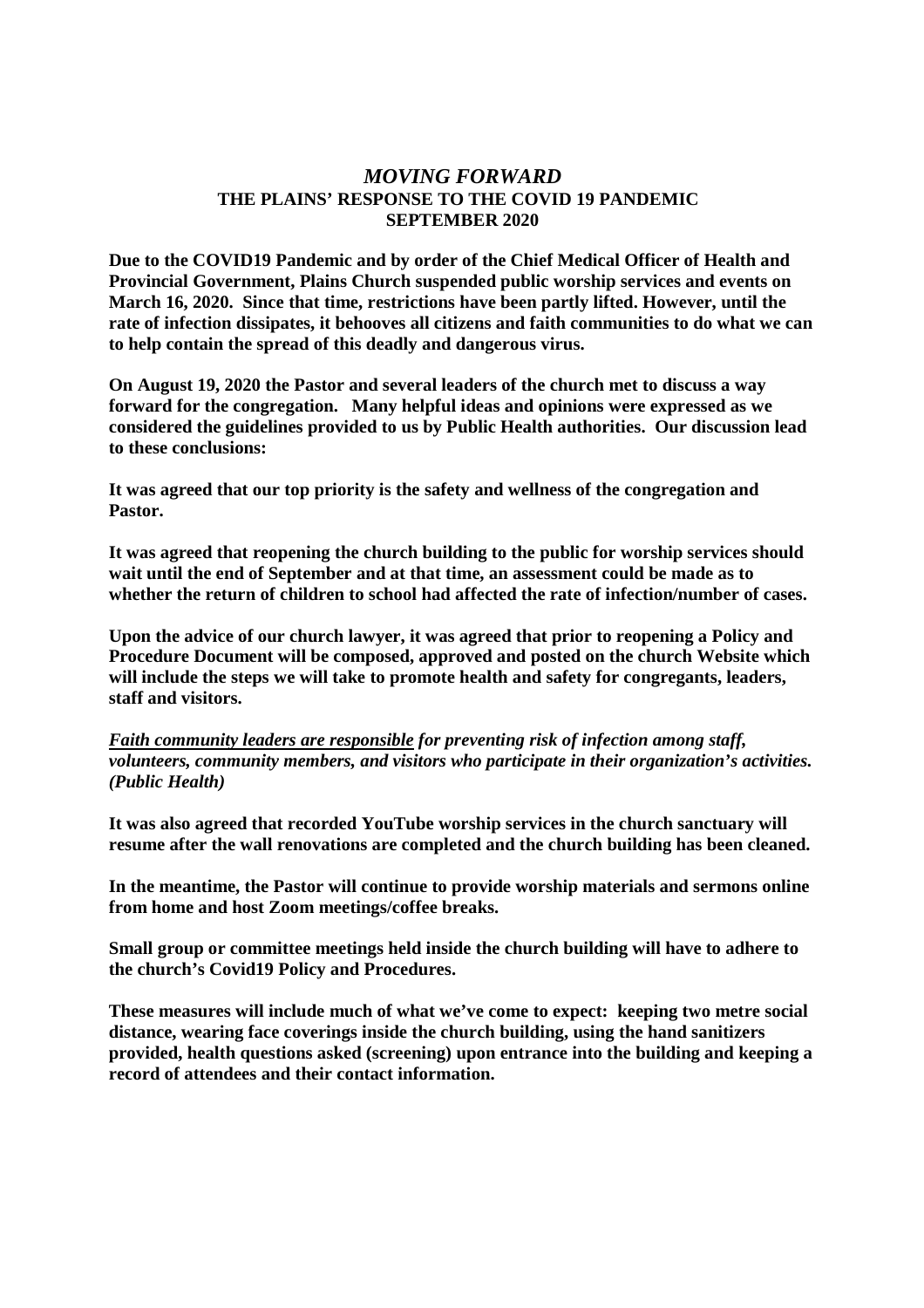# *MOVING FORWARD*
## THE PLAINS' RESPONSE TO THE COVID 19 PANDEMIC
## SEPTEMBER 2020

**Due to the COVID19 Pandemic and by order of the Chief Medical Officer of Health and Provincial Government, Plains Church suspended public worship services and events on March 16, 2020. Since that time, restrictions have been partly lifted. However, until the rate of infection dissipates, it behooves all citizens and faith communities to do what we can to help contain the spread of this deadly and dangerous virus.**

**On August 19, 2020 the Pastor and several leaders of the church met to discuss a way forward for the congregation. Many helpful ideas and opinions were expressed as we considered the guidelines provided to us by Public Health authorities. Our discussion lead to these conclusions:**

**It was agreed that our top priority is the safety and wellness of the congregation and Pastor.**

**It was agreed that reopening the church building to the public for worship services should wait until the end of September and at that time, an assessment could be made as to whether the return of children to school had affected the rate of infection/number of cases.**

**Upon the advice of our church lawyer, it was agreed that prior to reopening a Policy and Procedure Document will be composed, approved and posted on the church Website which will include the steps we will take to promote health and safety for congregants, leaders, staff and visitors.**

***<u>Faith community leaders are responsible</u> for preventing risk of infection among staff, volunteers, community members, and visitors who participate in their organization's activities. (Public Health)***

**It was also agreed that recorded YouTube worship services in the church sanctuary will resume after the wall renovations are completed and the church building has been cleaned.**

**In the meantime, the Pastor will continue to provide worship materials and sermons online from home and host Zoom meetings/coffee breaks.**

**Small group or committee meetings held inside the church building will have to adhere to the church's Covid19 Policy and Procedures.**

**These measures will include much of what we've come to expect: keeping two metre social distance, wearing face coverings inside the church building, using the hand sanitizers provided, health questions asked (screening) upon entrance into the building and keeping a record of attendees and their contact information.**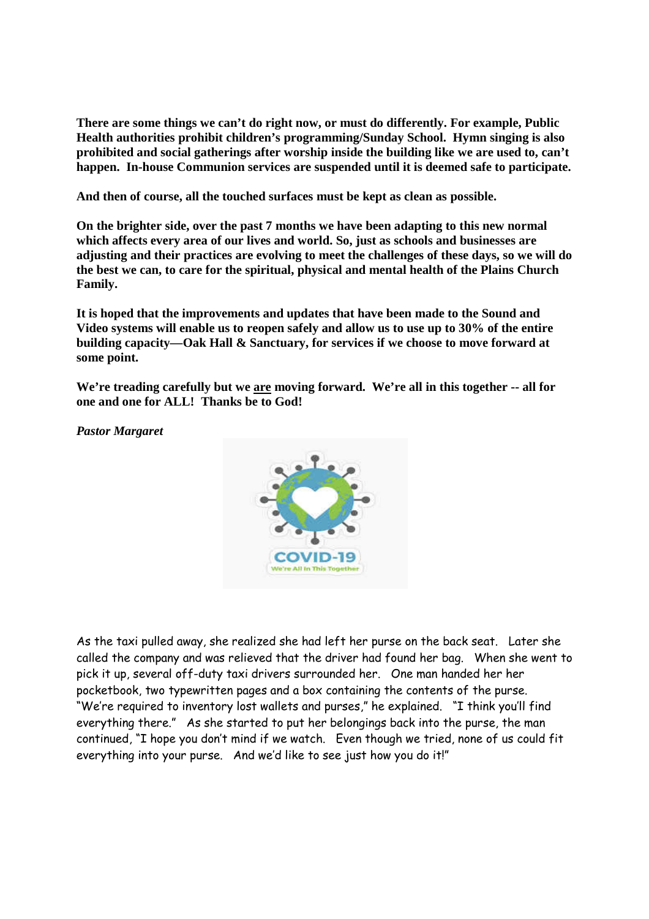**There are some things we can't do right now, or must do differently. For example, Public Health authorities prohibit children's programming/Sunday School. Hymn singing is also prohibited and social gatherings after worship inside the building like we are used to, can't happen. In-house Communion services are suspended until it is deemed safe to participate.**

**And then of course, all the touched surfaces must be kept as clean as possible.**

**On the brighter side, over the past 7 months we have been adapting to this new normal which affects every area of our lives and world. So, just as schools and businesses are adjusting and their practices are evolving to meet the challenges of these days, so we will do the best we can, to care for the spiritual, physical and mental health of the Plains Church Family.**

**It is hoped that the improvements and updates that have been made to the Sound and Video systems will enable us to reopen safely and allow us to use up to 30% of the entire building capacity—Oak Hall & Sanctuary, for services if we choose to move forward at some point.**

**We're treading carefully but we <u>are</u> moving forward. We're all in this together -- all for one and one for ALL! Thanks be to God!**

***Pastor Margaret***

COVID-19
We're All In This Together

As the taxi pulled away, she realized she had left her purse on the back seat. Later she called the company and was relieved that the driver had found her bag. When she went to pick it up, several off-duty taxi drivers surrounded her. One man handed her her pocketbook, two typewritten pages and a box containing the contents of the purse. "We're required to inventory lost wallets and purses," he explained. "I think you'll find everything there." As she started to put her belongings back into the purse, the man continued, "I hope you don't mind if we watch. Even though we tried, none of us could fit everything into your purse. And we'd like to see just how you do it!"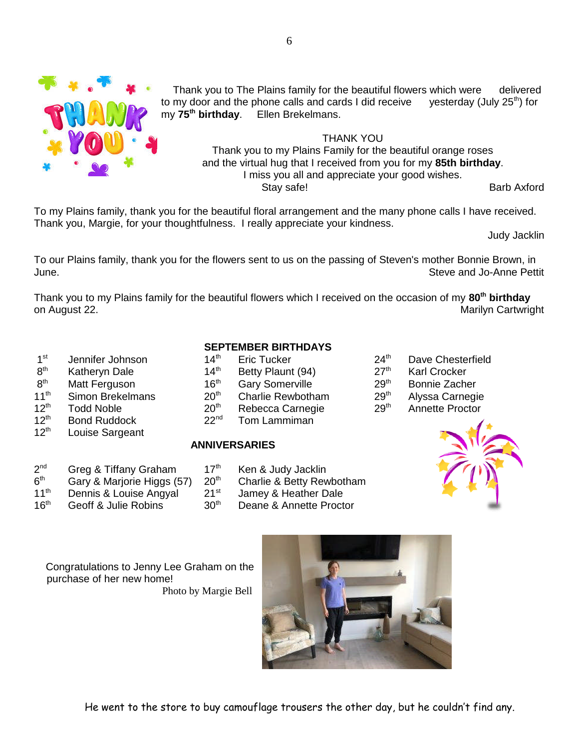Thank you to The Plains family for the beautiful flowers which were delivered to my door and the phone calls and cards I did receive yesterday (July 25th) for my **75th birthday**. Ellen Brekelmans.

THANK YOU

Thank you to my Plains Family for the beautiful orange roses and the virtual hug that I received from you for my **85th birthday**. I miss you all and appreciate your good wishes. Stay safe!

Barb Axford

To my Plains family, thank you for the beautiful floral arrangement and the many phone calls I have received. Thank you, Margie, for your thoughtfulness. I really appreciate your kindness.

Judy Jacklin

To our Plains family, thank you for the flowers sent to us on the passing of Steven's mother Bonnie Brown, in June.

Steve and Jo-Anne Pettit

Thank you to my Plains family for the beautiful flowers which I received on the occasion of my **80th birthday** on August 22.

Marilyn Cartwright

## SEPTEMBER BIRTHDAYS

| | | | | | |
|---|---|---|---|---|---|
| 1st | Jennifer Johnson | 14th | Eric Tucker | 24th | Dave Chesterfield |
| 8th | Katheryn Dale | 14th | Betty Plaunt (94) | 27th | Karl Crocker |
| 8th | Matt Ferguson | 16th | Gary Somerville | 29th | Bonnie Zacher |
| 11th | Simon Brekelmans | 20th | Charlie Rewbotham | 29th | Alyssa Carnegie |
| 12th | Todd Noble | 20th | Rebecca Carnegie | 29th | Annette Proctor |
| 12th | Bond Ruddock | 22nd | Tom Lammiman | | |
| 12th | Louise Sargeant | | | | |

## ANNIVERSARIES

| | | | |
|---|---|---|---|
| 2nd | Greg & Tiffany Graham | 17th | Ken & Judy Jacklin |
| 6th | Gary & Marjorie Higgs (57) | 20th | Charlie & Betty Rewbotham |
| 11th | Dennis & Louise Angyal | 21st | Jamey & Heather Dale |
| 16th | Geoff & Julie Robins | 30th | Deane & Annette Proctor |

Congratulations to Jenny Lee Graham on the purchase of her new home!

Photo by Margie Bell

He went to the store to buy camouflage trousers the other day, but he couldn't find any.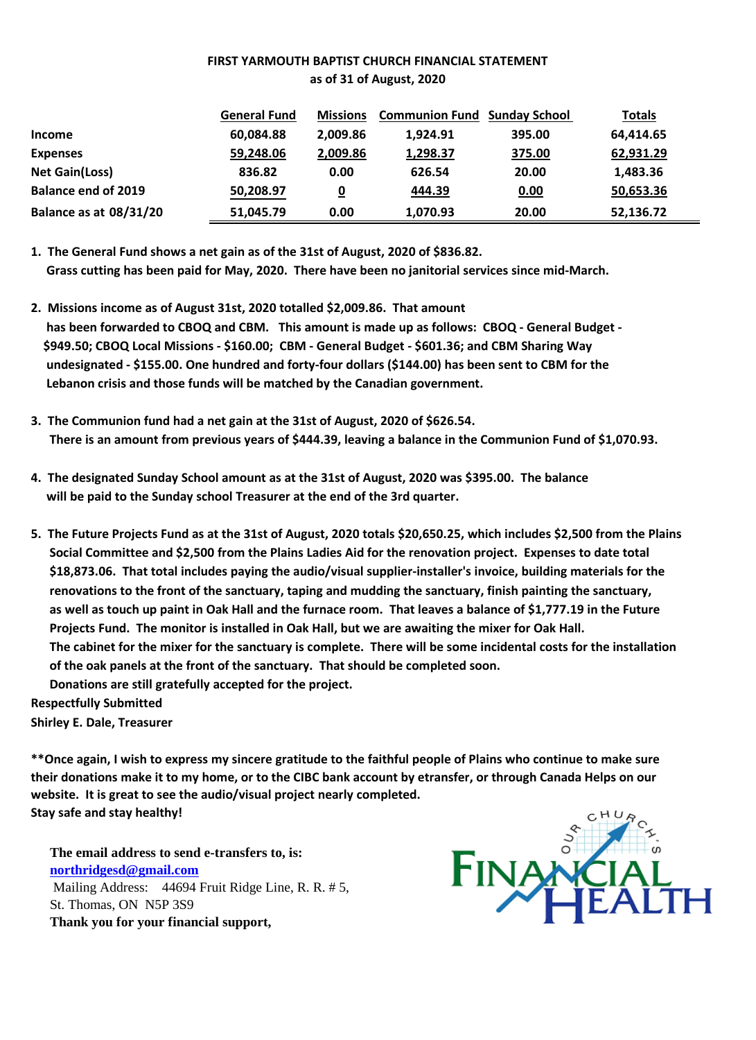# FIRST YARMOUTH BAPTIST CHURCH FINANCIAL STATEMENT

**as of 31 of August, 2020**

| | General Fund | Missions | Communion Fund | Sunday School | Totals |
|---|---|---|---|---|---|
| Income | 60,084.88 | 2,009.86 | 1,924.91 | 395.00 | 64,414.65 |
| Expenses | 59,248.06 | 2,009.86 | 1,298.37 | 375.00 | 62,931.29 |
| Net Gain(Loss) | 836.82 | 0.00 | 626.54 | 20.00 | 1,483.36 |
| Balance end of 2019 | 50,208.97 | 0 | 444.39 | 0.00 | 50,653.36 |
| Balance as at 08/31/20 | 51,045.79 | 0.00 | 1,070.93 | 20.00 | 52,136.72 |

1. **The General Fund shows a net gain as of the 31st of August, 2020 of $836.82. Grass cutting has been paid for May, 2020. There have been no janitorial services since mid-March.**

2. **Missions income as of August 31st, 2020 totalled $2,009.86. That amount has been forwarded to CBOQ and CBM. This amount is made up as follows: CBOQ - General Budget - $949.50; CBOQ Local Missions - $160.00; CBM - General Budget - $601.36; and CBM Sharing Way undesignated - $155.00. One hundred and forty-four dollars ($144.00) has been sent to CBM for the Lebanon crisis and those funds will be matched by the Canadian government.**

3. **The Communion fund had a net gain at the 31st of August, 2020 of $626.54. There is an amount from previous years of $444.39, leaving a balance in the Communion Fund of $1,070.93.**

4. **The designated Sunday School amount as at the 31st of August, 2020 was $395.00. The balance will be paid to the Sunday school Treasurer at the end of the 3rd quarter.**

5. **The Future Projects Fund as at the 31st of August, 2020 totals $20,650.25, which includes $2,500 from the Plains Social Committee and $2,500 from the Plains Ladies Aid for the renovation project. Expenses to date total $18,873.06. That total includes paying the audio/visual supplier-installer's invoice, building materials for the renovations to the front of the sanctuary, taping and mudding the sanctuary, finish painting the sanctuary, as well as touch up paint in Oak Hall and the furnace room. That leaves a balance of $1,777.19 in the Future Projects Fund. The monitor is installed in Oak Hall, but we are awaiting the mixer for Oak Hall. The cabinet for the mixer for the sanctuary is complete. There will be some incidental costs for the installation of the oak panels at the front of the sanctuary. That should be completed soon. Donations are still gratefully accepted for the project.**

**Respectfully Submitted**

**Shirley E. Dale, Treasurer**

**\*\*Once again, I wish to express my sincere gratitude to the faithful people of Plains who continue to make sure their donations make it to my home, or to the CIBC bank account by etransfer, or through Canada Helps on our website. It is great to see the audio/visual project nearly completed.**

**Stay safe and stay healthy!**

**The email address to send e-transfers to, is:**

**northridgesd@gmail.com**

Mailing Address: 44694 Fruit Ridge Line, R. R. # 5,
St. Thomas, ON N5P 3S9

**Thank you for your financial support,**

OUR CHURCH'S FINANCIAL HEALTH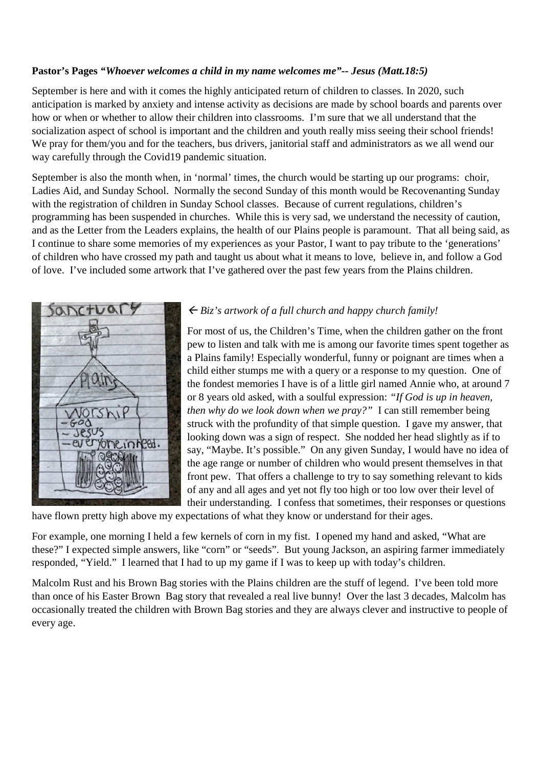**Pastor's Pages** ***"Whoever welcomes a child in my name welcomes me"-- Jesus (Matt.18:5)***

September is here and with it comes the highly anticipated return of children to classes. In 2020, such anticipation is marked by anxiety and intense activity as decisions are made by school boards and parents over how or when or whether to allow their children into classrooms. I'm sure that we all understand that the socialization aspect of school is important and the children and youth really miss seeing their school friends! We pray for them/you and for the teachers, bus drivers, janitorial staff and administrators as we all wend our way carefully through the Covid19 pandemic situation.

September is also the month when, in 'normal' times, the church would be starting up our programs: choir, Ladies Aid, and Sunday School. Normally the second Sunday of this month would be Recovenanting Sunday with the registration of children in Sunday School classes. Because of current regulations, children's programming has been suspended in churches. While this is very sad, we understand the necessity of caution, and as the Letter from the Leaders explains, the health of our Plains people is paramount. That all being said, as I continue to share some memories of my experiences as your Pastor, I want to pay tribute to the 'generations' of children who have crossed my path and taught us about what it means to love, believe in, and follow a God of love. I've included some artwork that I've gathered over the past few years from the Plains children.

*← Biz's artwork of a full church and happy church family!*

For most of us, the Children's Time, when the children gather on the front pew to listen and talk with me is among our favorite times spent together as a Plains family! Especially wonderful, funny or poignant are times when a child either stumps me with a query or a response to my question. One of the fondest memories I have is of a little girl named Annie who, at around 7 or 8 years old asked, with a soulful expression: *"If God is up in heaven, then why do we look down when we pray?"* I can still remember being struck with the profundity of that simple question. I gave my answer, that looking down was a sign of respect. She nodded her head slightly as if to say, "Maybe. It's possible." On any given Sunday, I would have no idea of the age range or number of children who would present themselves in that front pew. That offers a challenge to try to say something relevant to kids of any and all ages and yet not fly too high or too low over their level of their understanding. I confess that sometimes, their responses or questions have flown pretty high above my expectations of what they know or understand for their ages.

For example, one morning I held a few kernels of corn in my fist. I opened my hand and asked, "What are these?" I expected simple answers, like "corn" or "seeds". But young Jackson, an aspiring farmer immediately responded, "Yield." I learned that I had to up my game if I was to keep up with today's children.

Malcolm Rust and his Brown Bag stories with the Plains children are the stuff of legend. I've been told more than once of his Easter Brown Bag story that revealed a real live bunny! Over the last 3 decades, Malcolm has occasionally treated the children with Brown Bag stories and they are always clever and instructive to people of every age.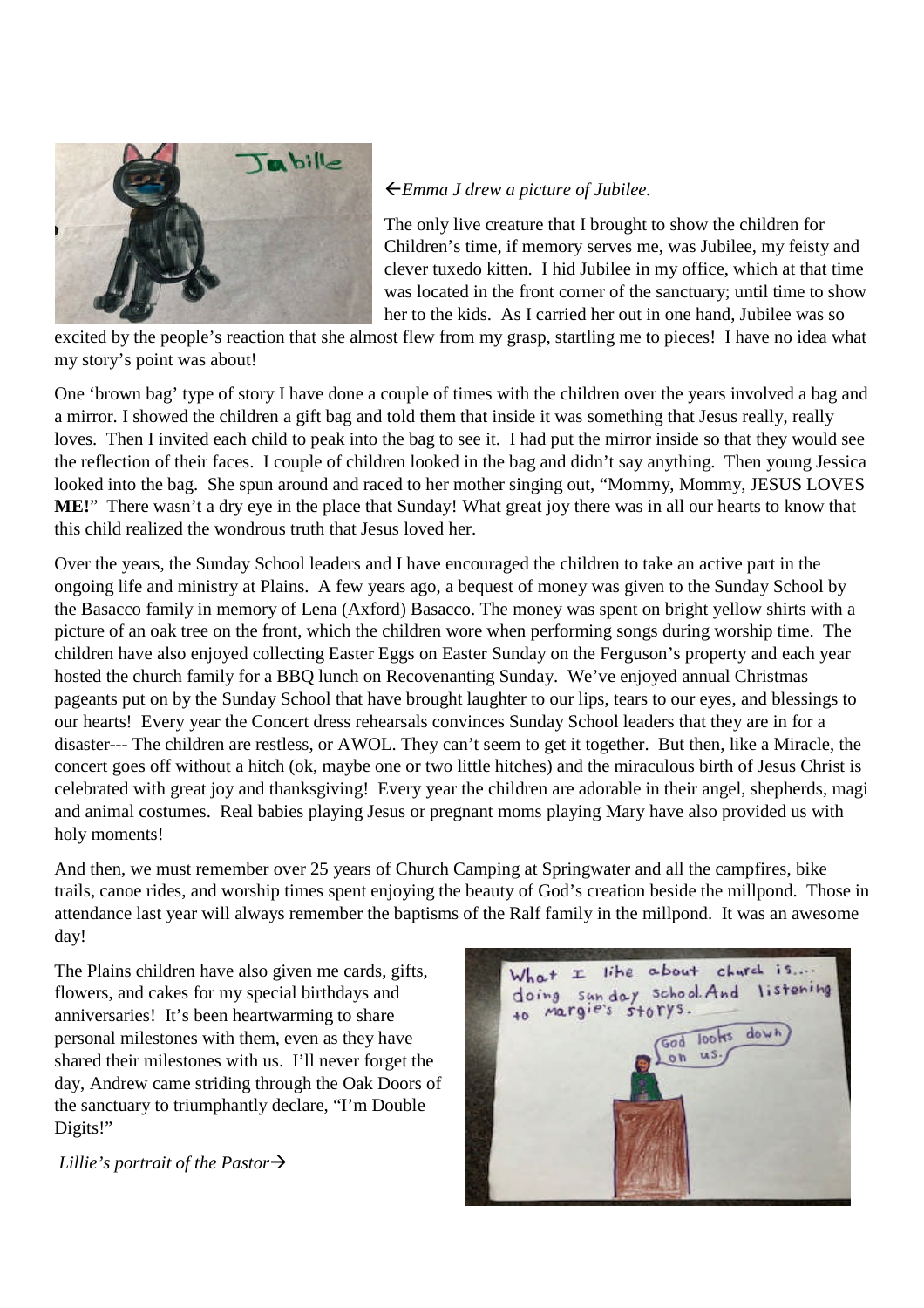←*Emma J drew a picture of Jubilee.*

The only live creature that I brought to show the children for Children's time, if memory serves me, was Jubilee, my feisty and clever tuxedo kitten. I hid Jubilee in my office, which at that time was located in the front corner of the sanctuary; until time to show her to the kids. As I carried her out in one hand, Jubilee was so excited by the people's reaction that she almost flew from my grasp, startling me to pieces! I have no idea what my story's point was about!

One 'brown bag' type of story I have done a couple of times with the children over the years involved a bag and a mirror. I showed the children a gift bag and told them that inside it was something that Jesus really, really loves. Then I invited each child to peak into the bag to see it. I had put the mirror inside so that they would see the reflection of their faces. I couple of children looked in the bag and didn't say anything. Then young Jessica looked into the bag. She spun around and raced to her mother singing out, "Mommy, Mommy, JESUS LOVES **ME!**" There wasn't a dry eye in the place that Sunday! What great joy there was in all our hearts to know that this child realized the wondrous truth that Jesus loved her.

Over the years, the Sunday School leaders and I have encouraged the children to take an active part in the ongoing life and ministry at Plains. A few years ago, a bequest of money was given to the Sunday School by the Basacco family in memory of Lena (Axford) Basacco. The money was spent on bright yellow shirts with a picture of an oak tree on the front, which the children wore when performing songs during worship time. The children have also enjoyed collecting Easter Eggs on Easter Sunday on the Ferguson's property and each year hosted the church family for a BBQ lunch on Recovenanting Sunday. We've enjoyed annual Christmas pageants put on by the Sunday School that have brought laughter to our lips, tears to our eyes, and blessings to our hearts! Every year the Concert dress rehearsals convinces Sunday School leaders that they are in for a disaster--- The children are restless, or AWOL. They can't seem to get it together. But then, like a Miracle, the concert goes off without a hitch (ok, maybe one or two little hitches) and the miraculous birth of Jesus Christ is celebrated with great joy and thanksgiving! Every year the children are adorable in their angel, shepherds, magi and animal costumes. Real babies playing Jesus or pregnant moms playing Mary have also provided us with holy moments!

And then, we must remember over 25 years of Church Camping at Springwater and all the campfires, bike trails, canoe rides, and worship times spent enjoying the beauty of God's creation beside the millpond. Those in attendance last year will always remember the baptisms of the Ralf family in the millpond. It was an awesome day!

The Plains children have also given me cards, gifts, flowers, and cakes for my special birthdays and anniversaries! It's been heartwarming to share personal milestones with them, even as they have shared their milestones with us. I'll never forget the day, Andrew came striding through the Oak Doors of the sanctuary to triumphantly declare, "I'm Double Digits!"

*Lillie's portrait of the Pastor*→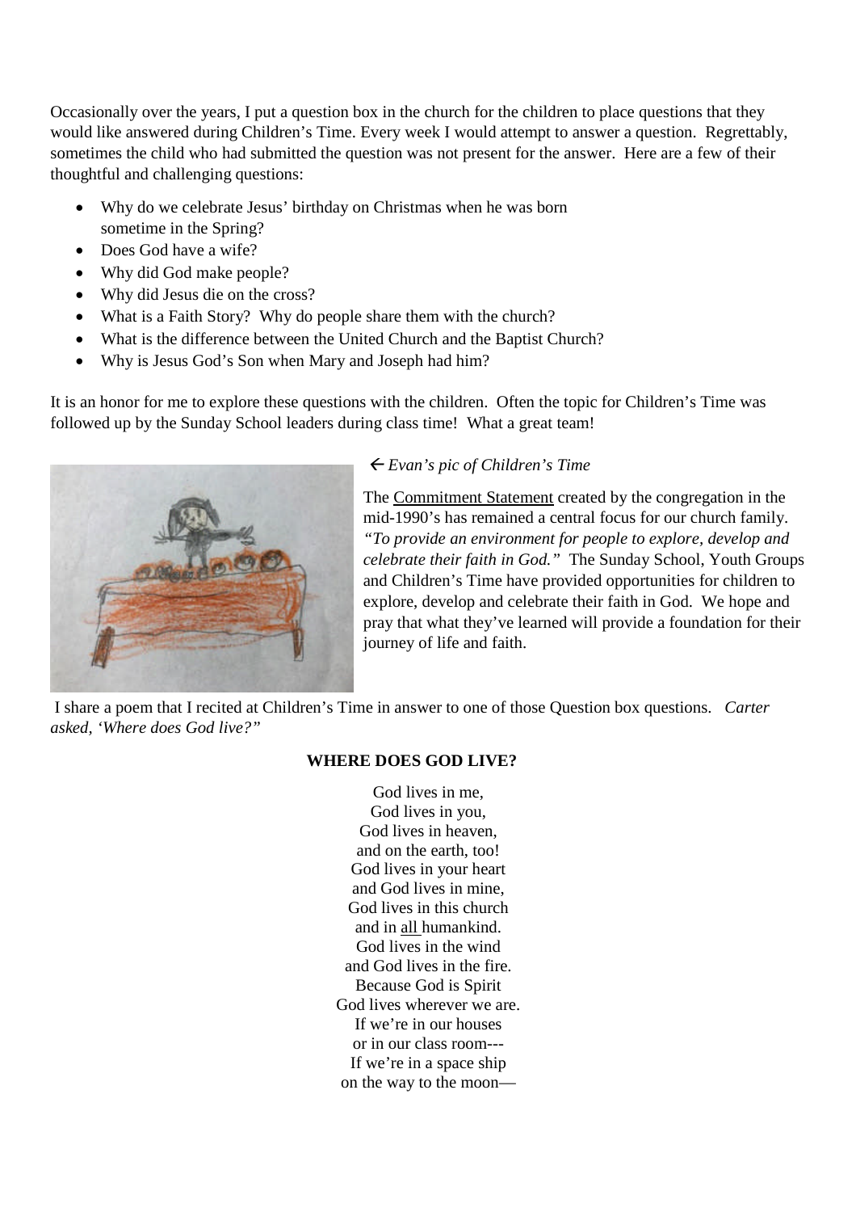Occasionally over the years, I put a question box in the church for the children to place questions that they would like answered during Children's Time. Every week I would attempt to answer a question. Regrettably, sometimes the child who had submitted the question was not present for the answer. Here are a few of their thoughtful and challenging questions:

- Why do we celebrate Jesus' birthday on Christmas when he was born sometime in the Spring?
- Does God have a wife?
- Why did God make people?
- Why did Jesus die on the cross?
- What is a Faith Story? Why do people share them with the church?
- What is the difference between the United Church and the Baptist Church?
- Why is Jesus God's Son when Mary and Joseph had him?

It is an honor for me to explore these questions with the children. Often the topic for Children's Time was followed up by the Sunday School leaders during class time! What a great team!

← *Evan's pic of Children's Time*

The Commitment Statement created by the congregation in the mid-1990's has remained a central focus for our church family. *"To provide an environment for people to explore, develop and celebrate their faith in God."* The Sunday School, Youth Groups and Children's Time have provided opportunities for children to explore, develop and celebrate their faith in God. We hope and pray that what they've learned will provide a foundation for their journey of life and faith.

I share a poem that I recited at Children's Time in answer to one of those Question box questions. *Carter asked, 'Where does God live?"*

**WHERE DOES GOD LIVE?**

God lives in me,
God lives in you,
God lives in heaven,
and on the earth, too!
God lives in your heart
and God lives in mine,
God lives in this church
and in all humankind.
God lives in the wind
and God lives in the fire.
Because God is Spirit
God lives wherever we are.
If we're in our houses
or in our class room---
If we're in a space ship
on the way to the moon—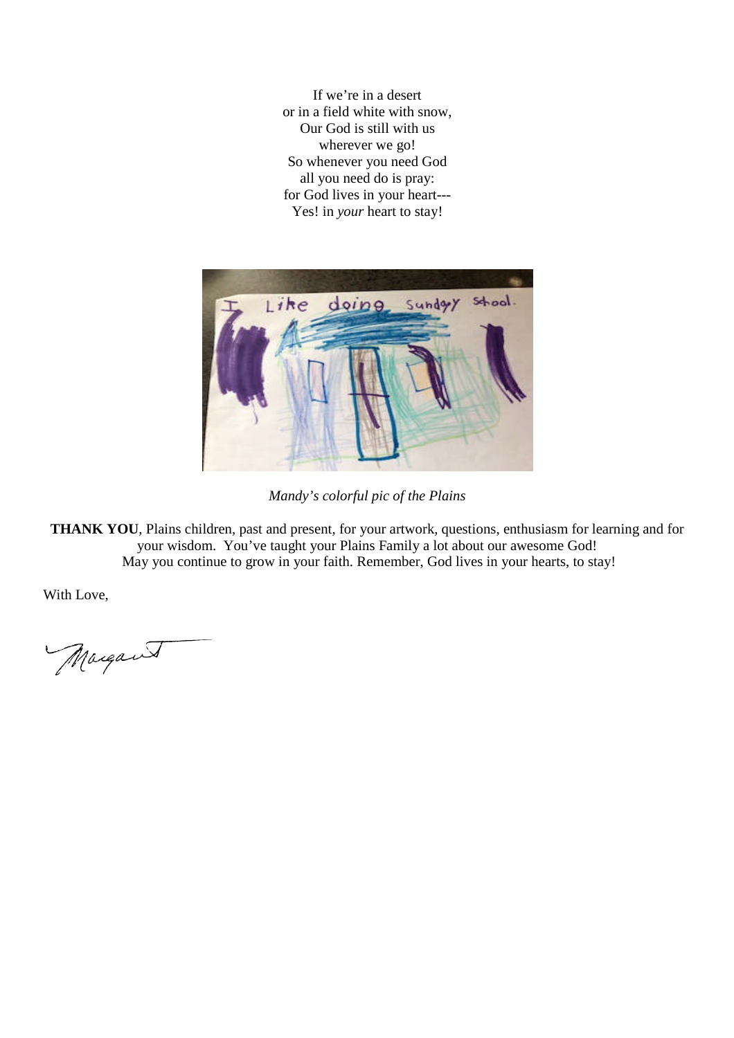If we're in a desert
or in a field white with snow,
Our God is still with us
wherever we go!
So whenever you need God
all you need do is pray:
for God lives in your heart---
Yes! in *your* heart to stay!

*Mandy's colorful pic of the Plains*

**THANK YOU**, Plains children, past and present, for your artwork, questions, enthusiasm for learning and for your wisdom. You've taught your Plains Family a lot about our awesome God!
May you continue to grow in your faith. Remember, God lives in your hearts, to stay!

With Love,

Margaret